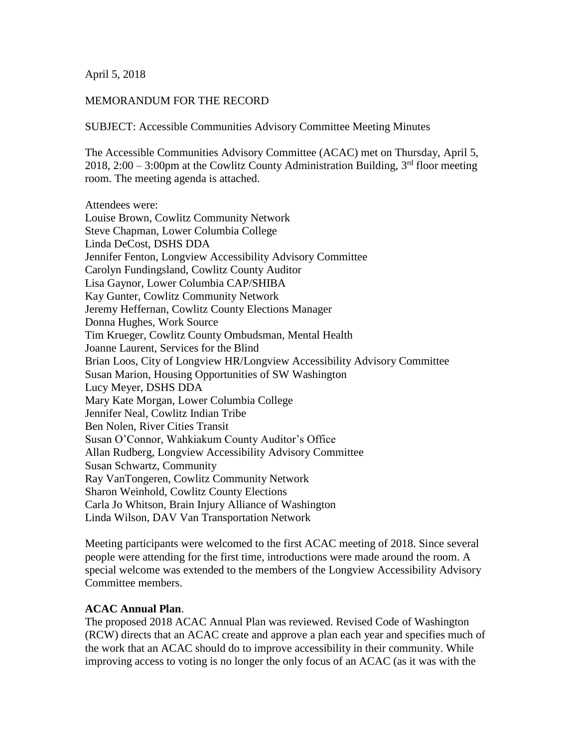April 5, 2018

MEMORANDUM FOR THE RECORD

SUBJECT: Accessible Communities Advisory Committee Meeting Minutes

The Accessible Communities Advisory Committee (ACAC) met on Thursday, April 5, 2018, 2:00 – 3:00pm at the Cowlitz County Administration Building, 3rd floor meeting room. The meeting agenda is attached.

Attendees were:
Louise Brown, Cowlitz Community Network
Steve Chapman, Lower Columbia College
Linda DeCost, DSHS DDA
Jennifer Fenton, Longview Accessibility Advisory Committee
Carolyn Fundingsland, Cowlitz County Auditor
Lisa Gaynor, Lower Columbia CAP/SHIBA
Kay Gunter, Cowlitz Community Network
Jeremy Heffernan, Cowlitz County Elections Manager
Donna Hughes, Work Source
Tim Krueger, Cowlitz County Ombudsman, Mental Health
Joanne Laurent, Services for the Blind
Brian Loos, City of Longview HR/Longview Accessibility Advisory Committee
Susan Marion, Housing Opportunities of SW Washington
Lucy Meyer, DSHS DDA
Mary Kate Morgan, Lower Columbia College
Jennifer Neal, Cowlitz Indian Tribe
Ben Nolen, River Cities Transit
Susan O'Connor, Wahkiakum County Auditor's Office
Allan Rudberg, Longview Accessibility Advisory Committee
Susan Schwartz, Community
Ray VanTongeren, Cowlitz Community Network
Sharon Weinhold, Cowlitz County Elections
Carla Jo Whitson, Brain Injury Alliance of Washington
Linda Wilson, DAV Van Transportation Network

Meeting participants were welcomed to the first ACAC meeting of 2018. Since several people were attending for the first time, introductions were made around the room. A special welcome was extended to the members of the Longview Accessibility Advisory Committee members.

**ACAC Annual Plan**.

The proposed 2018 ACAC Annual Plan was reviewed. Revised Code of Washington (RCW) directs that an ACAC create and approve a plan each year and specifies much of the work that an ACAC should do to improve accessibility in their community. While improving access to voting is no longer the only focus of an ACAC (as it was with the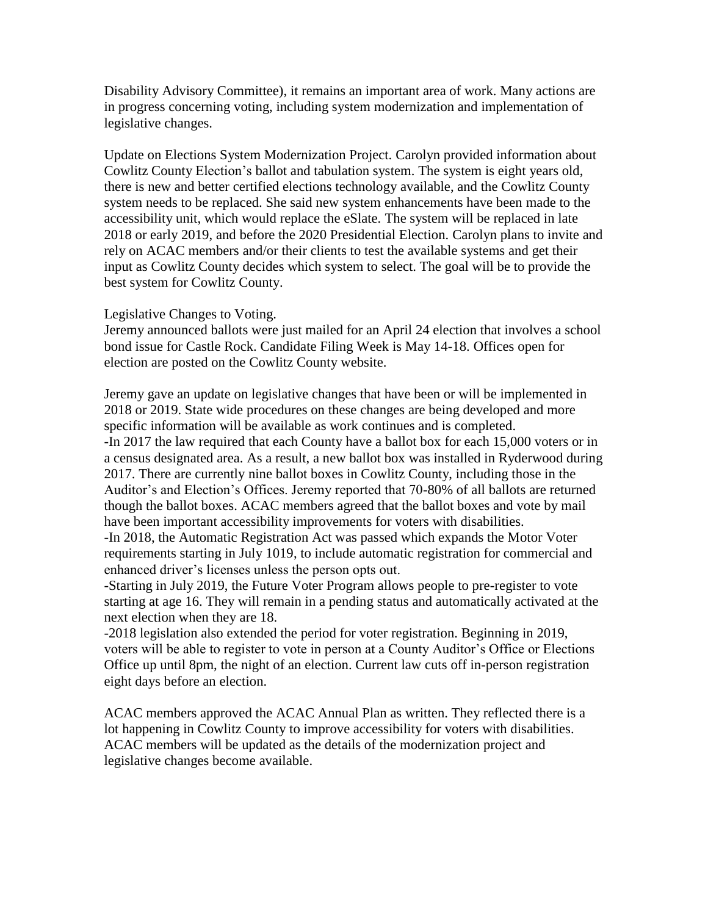Disability Advisory Committee), it remains an important area of work. Many actions are in progress concerning voting, including system modernization and implementation of legislative changes.

Update on Elections System Modernization Project. Carolyn provided information about Cowlitz County Election's ballot and tabulation system. The system is eight years old, there is new and better certified elections technology available, and the Cowlitz County system needs to be replaced. She said new system enhancements have been made to the accessibility unit, which would replace the eSlate. The system will be replaced in late 2018 or early 2019, and before the 2020 Presidential Election. Carolyn plans to invite and rely on ACAC members and/or their clients to test the available systems and get their input as Cowlitz County decides which system to select. The goal will be to provide the best system for Cowlitz County.

Legislative Changes to Voting.
Jeremy announced ballots were just mailed for an April 24 election that involves a school bond issue for Castle Rock. Candidate Filing Week is May 14-18. Offices open for election are posted on the Cowlitz County website.

Jeremy gave an update on legislative changes that have been or will be implemented in 2018 or 2019. State wide procedures on these changes are being developed and more specific information will be available as work continues and is completed.
-In 2017 the law required that each County have a ballot box for each 15,000 voters or in a census designated area. As a result, a new ballot box was installed in Ryderwood during 2017. There are currently nine ballot boxes in Cowlitz County, including those in the Auditor's and Election's Offices. Jeremy reported that 70-80% of all ballots are returned though the ballot boxes. ACAC members agreed that the ballot boxes and vote by mail have been important accessibility improvements for voters with disabilities.
-In 2018, the Automatic Registration Act was passed which expands the Motor Voter requirements starting in July 1019, to include automatic registration for commercial and enhanced driver's licenses unless the person opts out.
-Starting in July 2019, the Future Voter Program allows people to pre-register to vote starting at age 16. They will remain in a pending status and automatically activated at the next election when they are 18.
-2018 legislation also extended the period for voter registration. Beginning in 2019, voters will be able to register to vote in person at a County Auditor's Office or Elections Office up until 8pm, the night of an election. Current law cuts off in-person registration eight days before an election.

ACAC members approved the ACAC Annual Plan as written. They reflected there is a lot happening in Cowlitz County to improve accessibility for voters with disabilities. ACAC members will be updated as the details of the modernization project and legislative changes become available.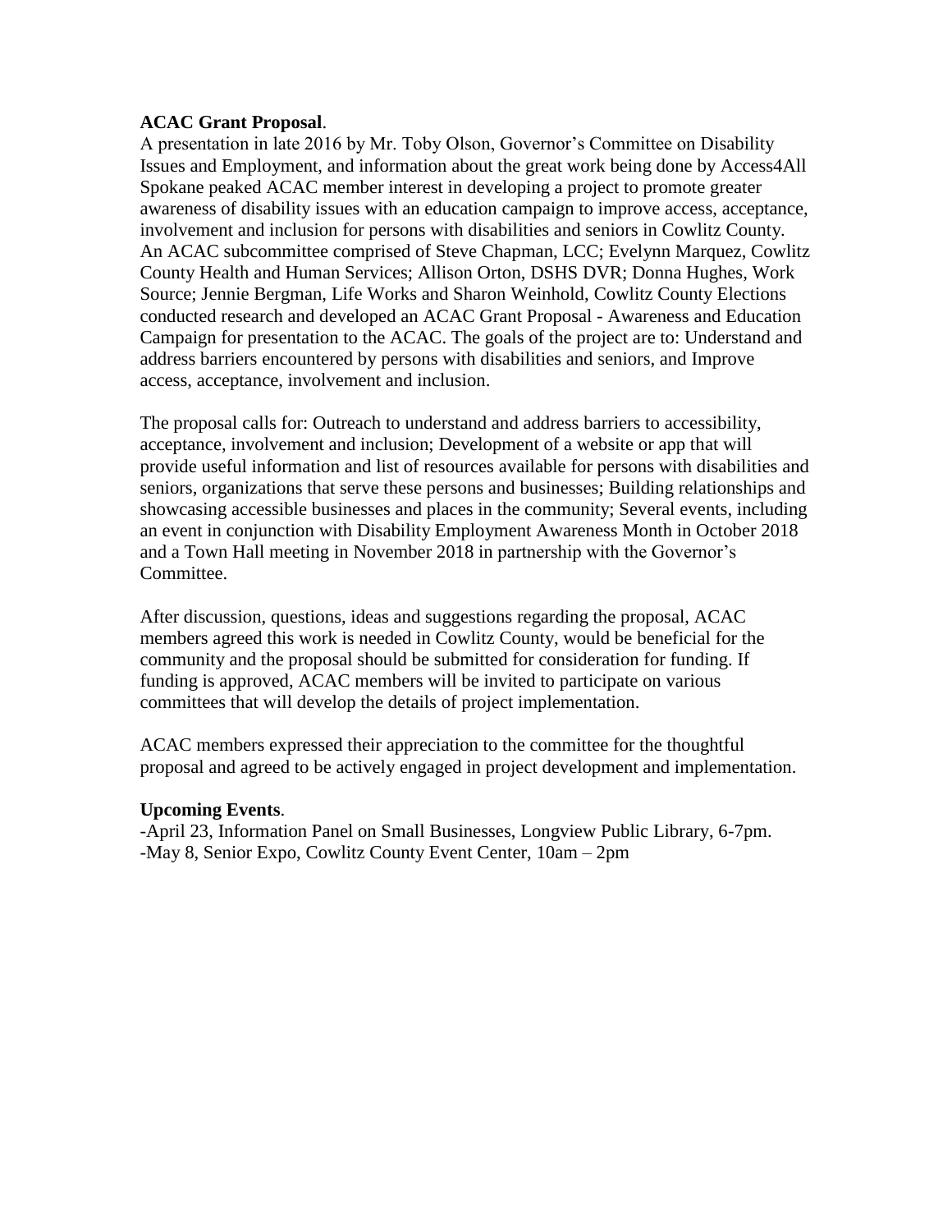**ACAC Grant Proposal**.

A presentation in late 2016 by Mr. Toby Olson, Governor's Committee on Disability Issues and Employment, and information about the great work being done by Access4All Spokane peaked ACAC member interest in developing a project to promote greater awareness of disability issues with an education campaign to improve access, acceptance, involvement and inclusion for persons with disabilities and seniors in Cowlitz County. An ACAC subcommittee comprised of Steve Chapman, LCC; Evelynn Marquez, Cowlitz County Health and Human Services; Allison Orton, DSHS DVR; Donna Hughes, Work Source; Jennie Bergman, Life Works and Sharon Weinhold, Cowlitz County Elections conducted research and developed an ACAC Grant Proposal - Awareness and Education Campaign for presentation to the ACAC. The goals of the project are to: Understand and address barriers encountered by persons with disabilities and seniors, and Improve access, acceptance, involvement and inclusion.

The proposal calls for: Outreach to understand and address barriers to accessibility, acceptance, involvement and inclusion; Development of a website or app that will provide useful information and list of resources available for persons with disabilities and seniors, organizations that serve these persons and businesses; Building relationships and showcasing accessible businesses and places in the community; Several events, including an event in conjunction with Disability Employment Awareness Month in October 2018 and a Town Hall meeting in November 2018 in partnership with the Governor's Committee.

After discussion, questions, ideas and suggestions regarding the proposal, ACAC members agreed this work is needed in Cowlitz County, would be beneficial for the community and the proposal should be submitted for consideration for funding. If funding is approved, ACAC members will be invited to participate on various committees that will develop the details of project implementation.

ACAC members expressed their appreciation to the committee for the thoughtful proposal and agreed to be actively engaged in project development and implementation.

**Upcoming Events**.

-April 23, Information Panel on Small Businesses, Longview Public Library, 6-7pm.
-May 8, Senior Expo, Cowlitz County Event Center, 10am – 2pm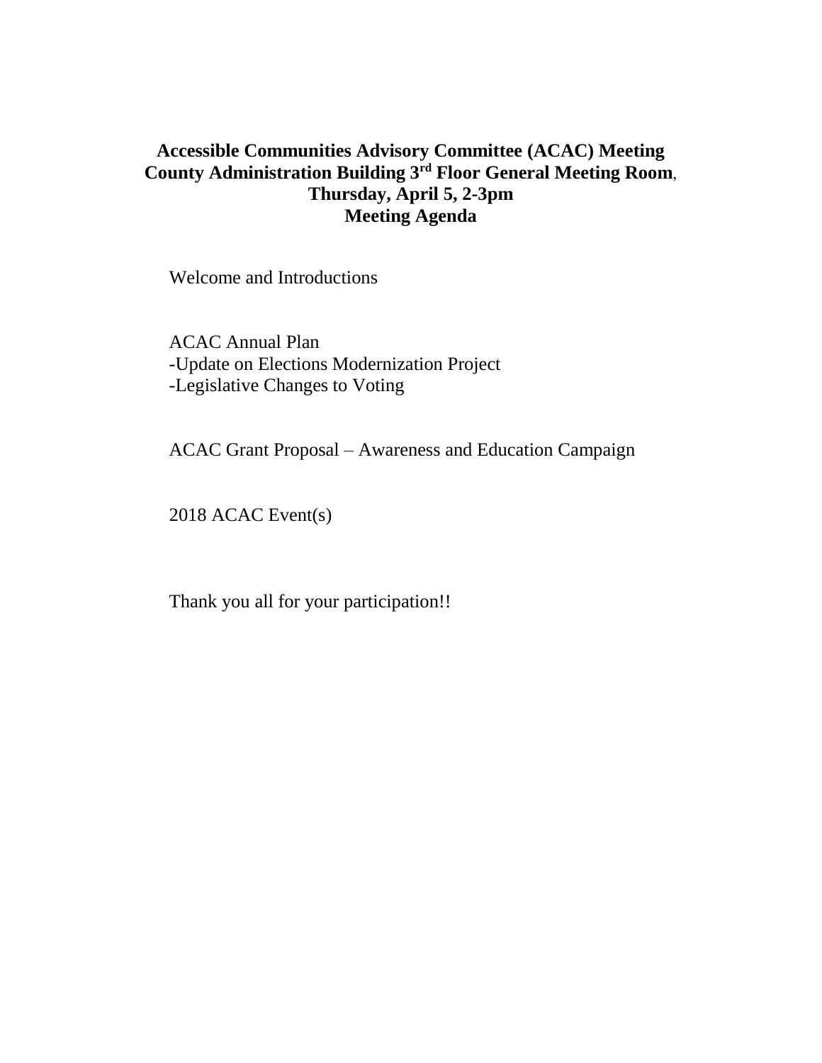**Accessible Communities Advisory Committee (ACAC) Meeting**
**County Administration Building 3rd Floor General Meeting Room,**
**Thursday, April 5, 2-3pm**
**Meeting Agenda**

Welcome and Introductions

ACAC Annual Plan
-Update on Elections Modernization Project
-Legislative Changes to Voting

ACAC Grant Proposal – Awareness and Education Campaign

2018 ACAC Event(s)

Thank you all for your participation!!